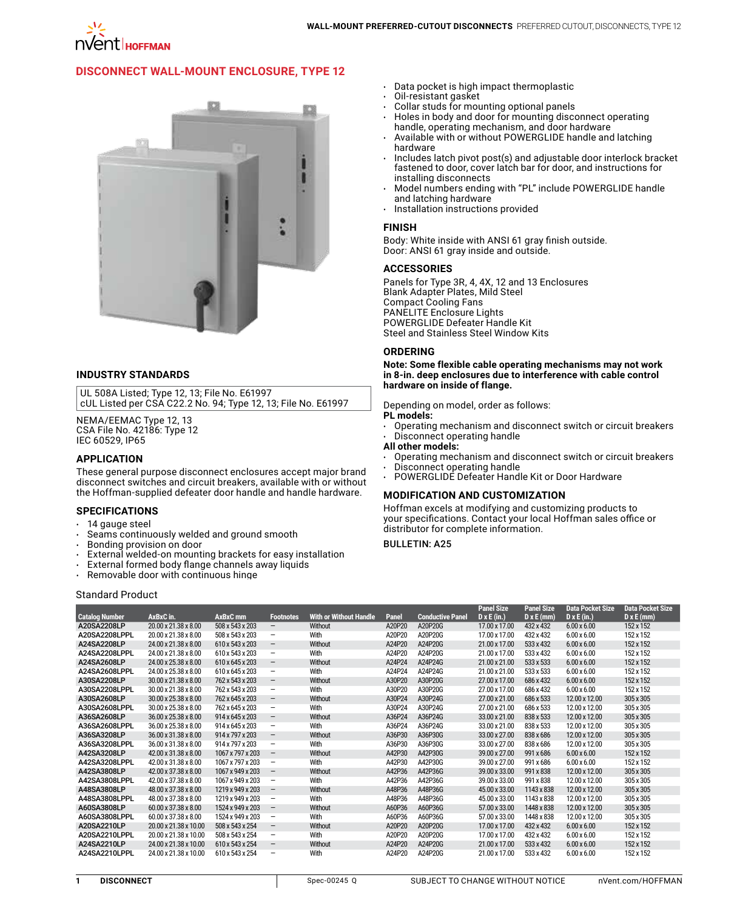## DISCONNECT WALL-MOUNT ENCLOSURE, TYPE 12

### INDUSTRY STANDARDS

UL 508A Listed; Type 12, 13; File No. E61997
cUL Listed per CSA C22.2 No. 94; Type 12, 13; File No. E61997

NEMA/EEMAC Type 12, 13
CSA File No. 42186: Type 12
IEC 60529, IP65

### APPLICATION

These general purpose disconnect enclosures accept major brand disconnect switches and circuit breakers, available with or without the Hoffman-supplied defeater door handle and handle hardware.

### SPECIFICATIONS

- 14 gauge steel
- Seams continuously welded and ground smooth
- Bonding provision on door
- External welded-on mounting brackets for easy installation
- External formed body flange channels away liquids
- Removable door with continuous hinge
- Data pocket is high impact thermoplastic
- Oil-resistant gasket
- Collar studs for mounting optional panels
- Holes in body and door for mounting disconnect operating handle, operating mechanism, and door hardware
- Available with or without POWERGLIDE handle and latching hardware
- Includes latch pivot post(s) and adjustable door interlock bracket fastened to door, cover latch bar for door, and instructions for installing disconnects
- Model numbers ending with "PL" include POWERGLIDE handle and latching hardware
- Installation instructions provided

### FINISH

Body: White inside with ANSI 61 gray finish outside.
Door: ANSI 61 gray inside and outside.

### ACCESSORIES

Panels for Type 3R, 4, 4X, 12 and 13 Enclosures
Blank Adapter Plates, Mild Steel
Compact Cooling Fans
PANELITE Enclosure Lights
POWERGLIDE Defeater Handle Kit
Steel and Stainless Steel Window Kits

### ORDERING

**Note: Some flexible cable operating mechanisms may not work in 8-in. deep enclosures due to interference with cable control hardware on inside of flange.**

Depending on model, order as follows:
**PL models:**
- Operating mechanism and disconnect switch or circuit breakers
- Disconnect operating handle

**All other models:**
- Operating mechanism and disconnect switch or circuit breakers
- Disconnect operating handle
- POWERGLIDE Defeater Handle Kit or Door Hardware

### MODIFICATION AND CUSTOMIZATION

Hoffman excels at modifying and customizing products to your specifications. Contact your local Hoffman sales office or distributor for complete information.

BULLETIN: A25

Standard Product

| Catalog Number | AxBxC in. | AxBxC mm | Footnotes | With or Without Handle | Panel | Conductive Panel | Panel Size D x E (in.) | Panel Size D x E (mm) | Data Pocket Size D x E (in.) | Data Pocket Size D x E (mm) |
|---|---|---|---|---|---|---|---|---|---|---|
| A20SA2208LP | 20.00 x 21.38 x 8.00 | 508 x 543 x 203 | – | Without | A20P20 | A20P20G | 17.00 x 17.00 | 432 x 432 | 6.00 x 6.00 | 152 x 152 |
| A20SA2208LPPL | 20.00 x 21.38 x 8.00 | 508 x 543 x 203 | – | With | A20P20 | A20P20G | 17.00 x 17.00 | 432 x 432 | 6.00 x 6.00 | 152 x 152 |
| A24SA2208LP | 24.00 x 21.38 x 8.00 | 610 x 543 x 203 | – | Without | A24P20 | A24P20G | 21.00 x 17.00 | 533 x 432 | 6.00 x 6.00 | 152 x 152 |
| A24SA2208LPPL | 24.00 x 21.38 x 8.00 | 610 x 543 x 203 | – | With | A24P20 | A24P20G | 21.00 x 17.00 | 533 x 432 | 6.00 x 6.00 | 152 x 152 |
| A24SA2608LP | 24.00 x 25.38 x 8.00 | 610 x 645 x 203 | – | Without | A24P24 | A24P24G | 21.00 x 21.00 | 533 x 533 | 6.00 x 6.00 | 152 x 152 |
| A24SA2608LPPL | 24.00 x 25.38 x 8.00 | 610 x 645 x 203 | – | With | A24P24 | A24P24G | 21.00 x 21.00 | 533 x 533 | 6.00 x 6.00 | 152 x 152 |
| A30SA2208LP | 30.00 x 21.38 x 8.00 | 762 x 543 x 203 | – | Without | A30P20 | A30P20G | 27.00 x 17.00 | 686 x 432 | 6.00 x 6.00 | 152 x 152 |
| A30SA2208LPPL | 30.00 x 21.38 x 8.00 | 762 x 543 x 203 | – | With | A30P20 | A30P20G | 27.00 x 17.00 | 686 x 432 | 6.00 x 6.00 | 152 x 152 |
| A30SA2608LP | 30.00 x 25.38 x 8.00 | 762 x 645 x 203 | – | Without | A30P24 | A30P24G | 27.00 x 21.00 | 686 x 533 | 12.00 x 12.00 | 305 x 305 |
| A30SA2608LPPL | 30.00 x 25.38 x 8.00 | 762 x 645 x 203 | – | With | A30P24 | A30P24G | 27.00 x 21.00 | 686 x 533 | 12.00 x 12.00 | 305 x 305 |
| A36SA2608LP | 36.00 x 25.38 x 8.00 | 914 x 645 x 203 | – | Without | A36P24 | A36P24G | 33.00 x 21.00 | 838 x 533 | 12.00 x 12.00 | 305 x 305 |
| A36SA2608LPPL | 36.00 x 25.38 x 8.00 | 914 x 645 x 203 | – | With | A36P24 | A36P24G | 33.00 x 21.00 | 838 x 533 | 12.00 x 12.00 | 305 x 305 |
| A36SA3208LP | 36.00 x 31.38 x 8.00 | 914 x 797 x 203 | – | Without | A36P30 | A36P30G | 33.00 x 27.00 | 838 x 686 | 12.00 x 12.00 | 305 x 305 |
| A36SA3208LPPL | 36.00 x 31.38 x 8.00 | 914 x 797 x 203 | – | With | A36P30 | A36P30G | 33.00 x 27.00 | 838 x 686 | 12.00 x 12.00 | 305 x 305 |
| A42SA3208LP | 42.00 x 31.38 x 8.00 | 1067 x 797 x 203 | – | Without | A42P30 | A42P30G | 39.00 x 27.00 | 991 x 686 | 6.00 x 6.00 | 152 x 152 |
| A42SA3208LPPL | 42.00 x 31.38 x 8.00 | 1067 x 797 x 203 | – | With | A42P30 | A42P30G | 39.00 x 27.00 | 991 x 686 | 6.00 x 6.00 | 152 x 152 |
| A42SA3808LP | 42.00 x 37.38 x 8.00 | 1067 x 949 x 203 | – | Without | A42P36 | A42P36G | 39.00 x 33.00 | 991 x 838 | 12.00 x 12.00 | 305 x 305 |
| A42SA3808LPPL | 42.00 x 37.38 x 8.00 | 1067 x 949 x 203 | – | With | A42P36 | A42P36G | 39.00 x 33.00 | 991 x 838 | 12.00 x 12.00 | 305 x 305 |
| A48SA3808LP | 48.00 x 37.38 x 8.00 | 1219 x 949 x 203 | – | Without | A48P36 | A48P36G | 45.00 x 33.00 | 1143 x 838 | 12.00 x 12.00 | 305 x 305 |
| A48SA3808LPPL | 48.00 x 37.38 x 8.00 | 1219 x 949 x 203 | – | With | A48P36 | A48P36G | 45.00 x 33.00 | 1143 x 838 | 12.00 x 12.00 | 305 x 305 |
| A60SA3808LP | 60.00 x 37.38 x 8.00 | 1524 x 949 x 203 | – | Without | A60P36 | A60P36G | 57.00 x 33.00 | 1448 x 838 | 12.00 x 12.00 | 305 x 305 |
| A60SA3808LPPL | 60.00 x 37.38 x 8.00 | 1524 x 949 x 203 | – | With | A60P36 | A60P36G | 57.00 x 33.00 | 1448 x 838 | 12.00 x 12.00 | 305 x 305 |
| A20SA2210LP | 20.00 x 21.38 x 10.00 | 508 x 543 x 254 | – | Without | A20P20 | A20P20G | 17.00 x 17.00 | 432 x 432 | 6.00 x 6.00 | 152 x 152 |
| A20SA2210LPPL | 20.00 x 21.38 x 10.00 | 508 x 543 x 254 | – | With | A20P20 | A20P20G | 17.00 x 17.00 | 432 x 432 | 6.00 x 6.00 | 152 x 152 |
| A24SA2210LP | 24.00 x 21.38 x 10.00 | 610 x 543 x 254 | – | Without | A24P20 | A24P20G | 21.00 x 17.00 | 533 x 432 | 6.00 x 6.00 | 152 x 152 |
| A24SA2210LPPL | 24.00 x 21.38 x 10.00 | 610 x 543 x 254 | – | With | A24P20 | A24P20G | 21.00 x 17.00 | 533 x 432 | 6.00 x 6.00 | 152 x 152 |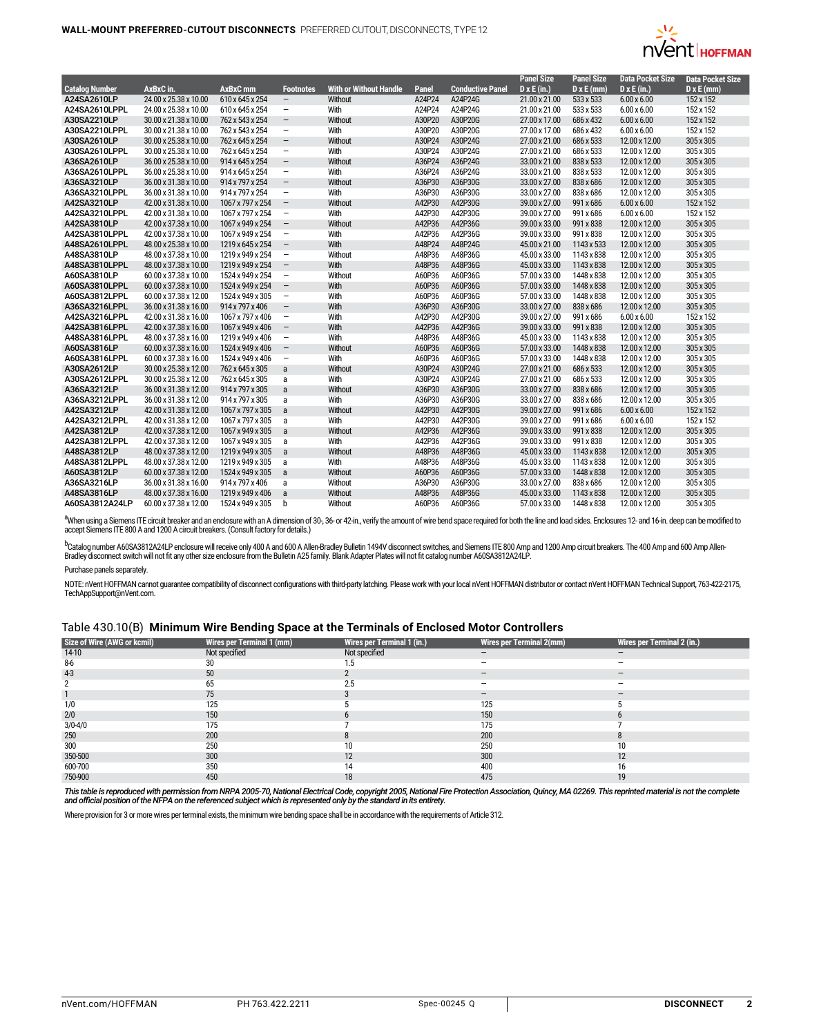| Catalog Number | AxBxC in. | AxBxC mm | Footnotes | With or Without Handle | Panel | Conductive Panel | Panel Size D x E (in.) | Panel Size D x E (mm) | Data Pocket Size D x E (in.) | Data Pocket Size D x E (mm) |
|---|---|---|---|---|---|---|---|---|---|---|
| A24SA2610LP | 24.00 x 25.38 x 10.00 | 610 x 645 x 254 | – | Without | A24P24 | A24P24G | 21.00 x 21.00 | 533 x 533 | 6.00 x 6.00 | 152 x 152 |
| A24SA2610LPPL | 24.00 x 25.38 x 10.00 | 610 x 645 x 254 | – | With | A24P24 | A24P24G | 21.00 x 21.00 | 533 x 533 | 6.00 x 6.00 | 152 x 152 |
| A30SA2210LP | 30.00 x 21.38 x 10.00 | 762 x 543 x 254 | – | Without | A30P20 | A30P20G | 27.00 x 17.00 | 686 x 432 | 6.00 x 6.00 | 152 x 152 |
| A30SA2210LPPL | 30.00 x 21.38 x 10.00 | 762 x 543 x 254 | – | With | A30P20 | A30P20G | 27.00 x 17.00 | 686 x 432 | 6.00 x 6.00 | 152 x 152 |
| A30SA2610LP | 30.00 x 25.38 x 10.00 | 762 x 645 x 254 | – | Without | A30P24 | A30P24G | 27.00 x 21.00 | 686 x 533 | 12.00 x 12.00 | 305 x 305 |
| A30SA2610LPPL | 30.00 x 25.38 x 10.00 | 762 x 645 x 254 | – | With | A30P24 | A30P24G | 27.00 x 21.00 | 686 x 533 | 12.00 x 12.00 | 305 x 305 |
| A36SA2610LP | 36.00 x 25.38 x 10.00 | 914 x 645 x 254 | – | Without | A36P24 | A36P24G | 33.00 x 21.00 | 838 x 533 | 12.00 x 12.00 | 305 x 305 |
| A36SA2610LPPL | 36.00 x 25.38 x 10.00 | 914 x 645 x 254 | – | With | A36P24 | A36P24G | 33.00 x 21.00 | 838 x 533 | 12.00 x 12.00 | 305 x 305 |
| A36SA3210LP | 36.00 x 31.38 x 10.00 | 914 x 797 x 254 | – | Without | A36P30 | A36P30G | 33.00 x 27.00 | 838 x 686 | 12.00 x 12.00 | 305 x 305 |
| A36SA3210LPPL | 36.00 x 31.38 x 10.00 | 914 x 797 x 254 | – | With | A36P30 | A36P30G | 33.00 x 27.00 | 838 x 686 | 12.00 x 12.00 | 305 x 305 |
| A42SA3210LP | 42.00 x 31.38 x 10.00 | 1067 x 797 x 254 | – | Without | A42P30 | A42P30G | 39.00 x 27.00 | 991 x 686 | 6.00 x 6.00 | 152 x 152 |
| A42SA3210LPPL | 42.00 x 31.38 x 10.00 | 1067 x 797 x 254 | – | With | A42P30 | A42P30G | 39.00 x 27.00 | 991 x 686 | 6.00 x 6.00 | 152 x 152 |
| A42SA3810LP | 42.00 x 37.38 x 10.00 | 1067 x 949 x 254 | – | Without | A42P36 | A42P36G | 39.00 x 33.00 | 991 x 838 | 12.00 x 12.00 | 305 x 305 |
| A42SA3810LPPL | 42.00 x 37.38 x 10.00 | 1067 x 949 x 254 | – | With | A42P36 | A42P36G | 39.00 x 33.00 | 991 x 838 | 12.00 x 12.00 | 305 x 305 |
| A48SA2610LPPL | 48.00 x 25.38 x 10.00 | 1219 x 645 x 254 | – | With | A48P24 | A48P24G | 45.00 x 21.00 | 1143 x 533 | 12.00 x 12.00 | 305 x 305 |
| A48SA3810LP | 48.00 x 37.38 x 10.00 | 1219 x 949 x 254 | – | Without | A48P36 | A48P36G | 45.00 x 33.00 | 1143 x 838 | 12.00 x 12.00 | 305 x 305 |
| A48SA3810LPPL | 48.00 x 37.38 x 10.00 | 1219 x 949 x 254 | – | With | A48P36 | A48P36G | 45.00 x 33.00 | 1143 x 838 | 12.00 x 12.00 | 305 x 305 |
| A60SA3810LP | 60.00 x 37.38 x 10.00 | 1524 x 949 x 254 | – | Without | A60P36 | A60P36G | 57.00 x 33.00 | 1448 x 838 | 12.00 x 12.00 | 305 x 305 |
| A60SA3810LPPL | 60.00 x 37.38 x 10.00 | 1524 x 949 x 254 | – | With | A60P36 | A60P36G | 57.00 x 33.00 | 1448 x 838 | 12.00 x 12.00 | 305 x 305 |
| A60SA3812LPPL | 60.00 x 37.38 x 12.00 | 1524 x 949 x 305 | – | With | A60P36 | A60P36G | 57.00 x 33.00 | 1448 x 838 | 12.00 x 12.00 | 305 x 305 |
| A36SA3216LPPL | 36.00 x 31.38 x 16.00 | 914 x 797 x 406 | – | With | A36P30 | A36P30G | 33.00 x 27.00 | 838 x 686 | 12.00 x 12.00 | 305 x 305 |
| A42SA3216LPPL | 42.00 x 31.38 x 16.00 | 1067 x 797 x 406 | – | With | A42P30 | A42P30G | 39.00 x 27.00 | 991 x 686 | 6.00 x 6.00 | 152 x 152 |
| A42SA3816LPPL | 42.00 x 37.38 x 16.00 | 1067 x 949 x 406 | – | With | A42P36 | A42P36G | 39.00 x 33.00 | 991 x 838 | 12.00 x 12.00 | 305 x 305 |
| A48SA3816LPPL | 48.00 x 37.38 x 16.00 | 1219 x 949 x 406 | – | With | A48P36 | A48P36G | 45.00 x 33.00 | 1143 x 838 | 12.00 x 12.00 | 305 x 305 |
| A60SA3816LP | 60.00 x 37.38 x 16.00 | 1524 x 949 x 406 | – | Without | A60P36 | A60P36G | 57.00 x 33.00 | 1448 x 838 | 12.00 x 12.00 | 305 x 305 |
| A60SA3816LPPL | 60.00 x 37.38 x 16.00 | 1524 x 949 x 406 | – | With | A60P36 | A60P36G | 57.00 x 33.00 | 1448 x 838 | 12.00 x 12.00 | 305 x 305 |
| A30SA2612LP | 30.00 x 25.38 x 12.00 | 762 x 645 x 305 | a | Without | A30P24 | A30P24G | 27.00 x 21.00 | 686 x 533 | 12.00 x 12.00 | 305 x 305 |
| A30SA2612LPPL | 30.00 x 25.38 x 12.00 | 762 x 645 x 305 | a | With | A30P24 | A30P24G | 27.00 x 21.00 | 686 x 533 | 12.00 x 12.00 | 305 x 305 |
| A36SA3212LP | 36.00 x 31.38 x 12.00 | 914 x 797 x 305 | a | Without | A36P30 | A36P30G | 33.00 x 27.00 | 838 x 686 | 12.00 x 12.00 | 305 x 305 |
| A36SA3212LPPL | 36.00 x 31.38 x 12.00 | 914 x 797 x 305 | a | With | A36P30 | A36P30G | 33.00 x 27.00 | 838 x 686 | 12.00 x 12.00 | 305 x 305 |
| A42SA3212LP | 42.00 x 31.38 x 12.00 | 1067 x 797 x 305 | a | Without | A42P30 | A42P30G | 39.00 x 27.00 | 991 x 686 | 6.00 x 6.00 | 152 x 152 |
| A42SA3212LPPL | 42.00 x 31.38 x 12.00 | 1067 x 797 x 305 | a | With | A42P30 | A42P30G | 39.00 x 27.00 | 991 x 686 | 6.00 x 6.00 | 152 x 152 |
| A42SA3812LP | 42.00 x 37.38 x 12.00 | 1067 x 949 x 305 | a | Without | A42P36 | A42P36G | 39.00 x 33.00 | 991 x 838 | 12.00 x 12.00 | 305 x 305 |
| A42SA3812LPPL | 42.00 x 37.38 x 12.00 | 1067 x 949 x 305 | a | With | A42P36 | A42P36G | 39.00 x 33.00 | 991 x 838 | 12.00 x 12.00 | 305 x 305 |
| A48SA3812LP | 48.00 x 37.38 x 12.00 | 1219 x 949 x 305 | a | Without | A48P36 | A48P36G | 45.00 x 33.00 | 1143 x 838 | 12.00 x 12.00 | 305 x 305 |
| A48SA3812LPPL | 48.00 x 37.38 x 12.00 | 1219 x 949 x 305 | a | With | A48P36 | A48P36G | 45.00 x 33.00 | 1143 x 838 | 12.00 x 12.00 | 305 x 305 |
| A60SA3812LP | 60.00 x 37.38 x 12.00 | 1524 x 949 x 305 | a | Without | A60P36 | A60P36G | 57.00 x 33.00 | 1448 x 838 | 12.00 x 12.00 | 305 x 305 |
| A36SA3216LP | 36.00 x 31.38 x 16.00 | 914 x 797 x 406 | a | Without | A36P30 | A36P30G | 33.00 x 27.00 | 838 x 686 | 12.00 x 12.00 | 305 x 305 |
| A48SA3816LP | 48.00 x 37.38 x 16.00 | 1219 x 949 x 406 | a | Without | A48P36 | A48P36G | 45.00 x 33.00 | 1143 x 838 | 12.00 x 12.00 | 305 x 305 |
| A60SA3812A24LP | 60.00 x 37.38 x 12.00 | 1524 x 949 x 305 | b | Without | A60P36 | A60P36G | 57.00 x 33.00 | 1448 x 838 | 12.00 x 12.00 | 305 x 305 |

[a]When using a Siemens ITE circuit breaker and an enclosure with an A dimension of 30-, 36- or 42-in., verify the amount of wire bend space required for both the line and load sides. Enclosures 12- and 16-in. deep can be modified to accept Siemens ITE 800 A and 1200 A circuit breakers. (Consult factory for details.)

[b]Catalog number A60SA3812A24LP enclosure will receive only 400 A and 600 A Allen-Bradley Bulletin 1494V disconnect switches, and Siemens ITE 800 Amp and 1200 Amp circuit breakers. The 400 Amp and 600 Amp Allen-Bradley disconnect switch will not fit any other size enclosure from the Bulletin A25 family. Blank Adapter Plates will not fit catalog number A60SA3812A24LP.

Purchase panels separately.

NOTE: nVent HOFFMAN cannot guarantee compatibility of disconnect configurations with third-party latching. Please work with your local nVent HOFFMAN distributor or contact nVent HOFFMAN Technical Support, 763-422-2175, TechAppSupport@nVent.com.

## Table 430.10(B) **Minimum Wire Bending Space at the Terminals of Enclosed Motor Controllers**

| Size of Wire (AWG or kcmil) | Wires per Terminal 1 (mm) | Wires per Terminal 1 (in.) | Wires per Terminal 2(mm) | Wires per Terminal 2 (in.) |
|---|---|---|---|---|
| 14-10 | Not specified | Not specified | – | – |
| 8-6 | 30 | 1.5 | – | – |
| 4-3 | 50 | 2 | – | – |
| 2 | 65 | 2.5 | – | – |
| 1 | 75 | 3 | – | – |
| 1/0 | 125 | 5 | 125 | 5 |
| 2/0 | 150 | 6 | 150 | 6 |
| 3/0-4/0 | 175 | 7 | 175 | 7 |
| 250 | 200 | 8 | 200 | 8 |
| 300 | 250 | 10 | 250 | 10 |
| 350-500 | 300 | 12 | 300 | 12 |
| 600-700 | 350 | 14 | 400 | 16 |
| 750-900 | 450 | 18 | 475 | 19 |

*This table is reproduced with permission from NRPA 2005-70, National Electrical Code, copyright 2005, National Fire Protection Association, Quincy, MA 02269. This reprinted material is not the complete and official position of the NFPA on the referenced subject which is represented only by the standard in its entirety.*

Where provision for 3 or more wires per terminal exists, the minimum wire bending space shall be in accordance with the requirements of Article 312.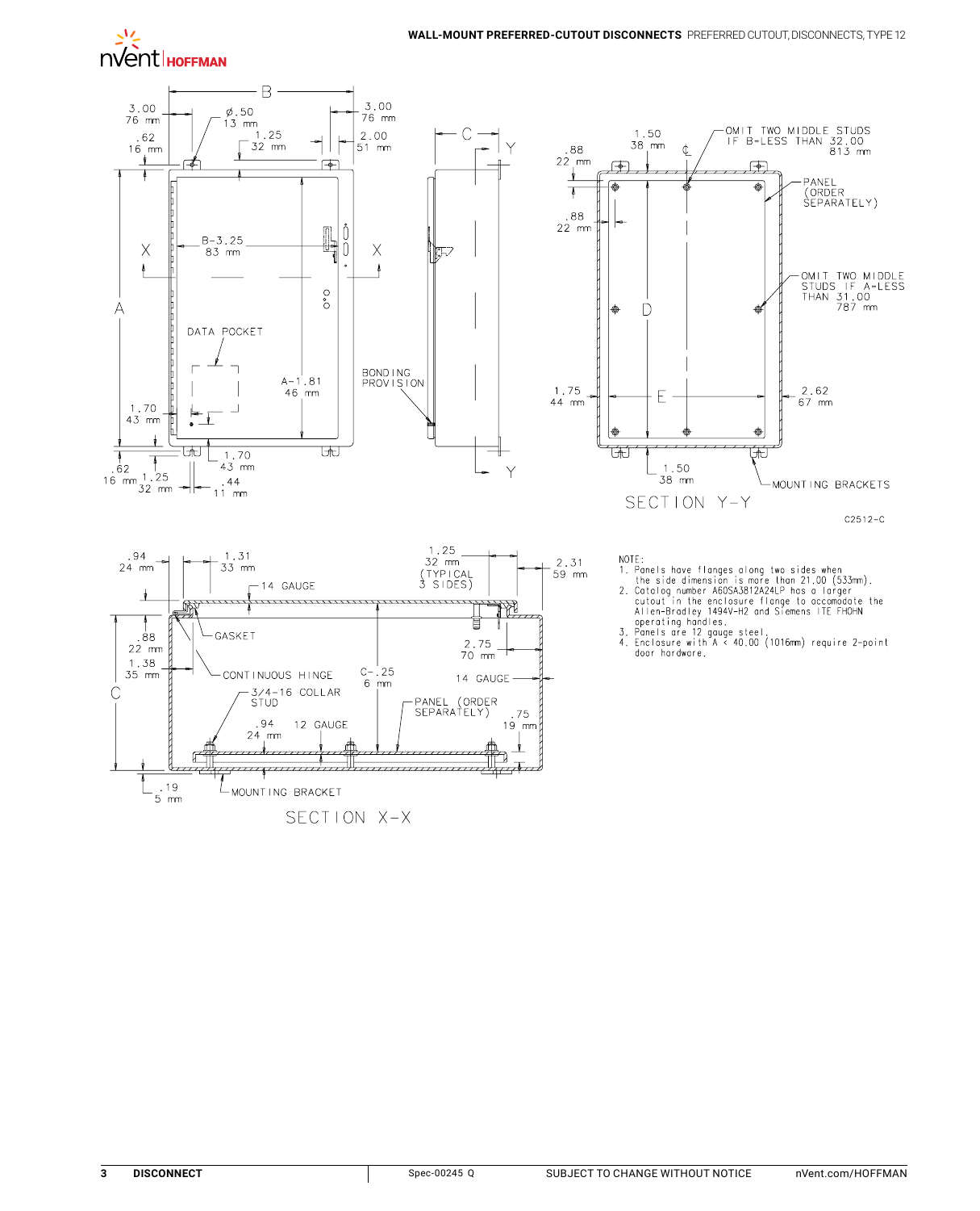NOTE:

1. Panels have flanges along two sides when the side dimension is more than 21.00 (533mm).
2. Catalog number A60SA3812A24LP has a larger cutout in the enclosure flange to accomodate the Allen-Bradley 1494V-H2 and Siemens ITE FHOHN operating handles.
3. Panels are 12 gauge steel.
4. Enclosure with A < 40.00 (1016mm) require 2-point door hardware.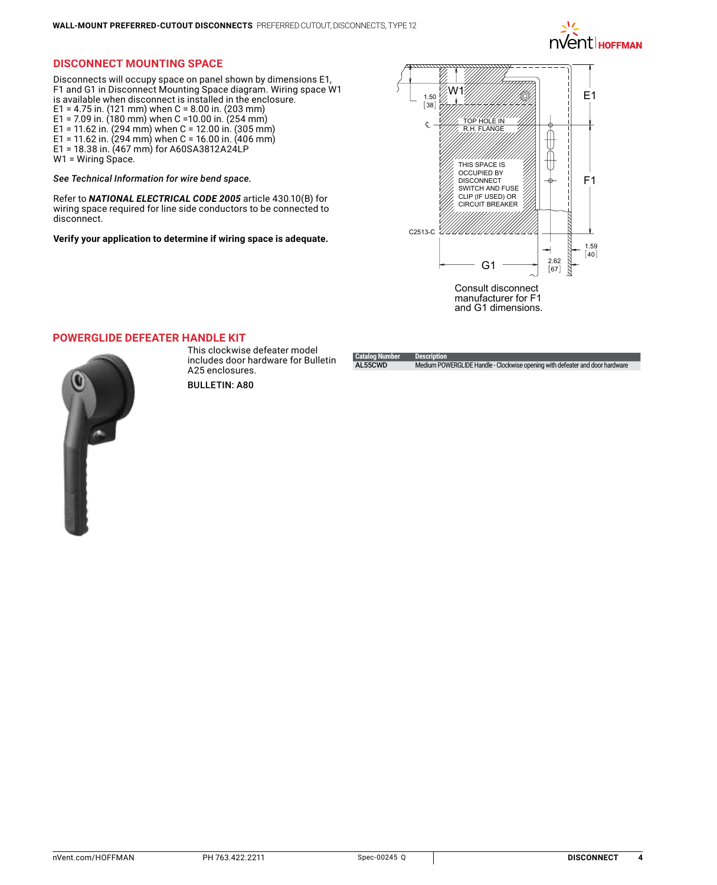## DISCONNECT MOUNTING SPACE

Disconnects will occupy space on panel shown by dimensions E1, F1 and G1 in Disconnect Mounting Space diagram. Wiring space W1 is available when disconnect is installed in the enclosure.
E1 = 4.75 in. (121 mm) when C = 8.00 in. (203 mm)
E1 = 7.09 in. (180 mm) when C =10.00 in. (254 mm)
E1 = 11.62 in. (294 mm) when C = 12.00 in. (305 mm)
E1 = 11.62 in. (294 mm) when C = 16.00 in. (406 mm)
E1 = 18.38 in. (467 mm) for A60SA3812A24LP
W1 = Wiring Space.

*See Technical Information for wire bend space.*

Refer to ***NATIONAL ELECTRICAL CODE 2005*** article 430.10(B) for wiring space required for line side conductors to be connected to disconnect.

**Verify your application to determine if wiring space is adequate.**

Consult disconnect manufacturer for F1 and G1 dimensions.

## POWERGLIDE DEFEATER HANDLE KIT

This clockwise defeater model includes door hardware for Bulletin A25 enclosures.

BULLETIN: A80

| Catalog Number | Description |
| --- | --- |
| AL55CWD | Medium POWERGLIDE Handle - Clockwise opening with defeater and door hardware |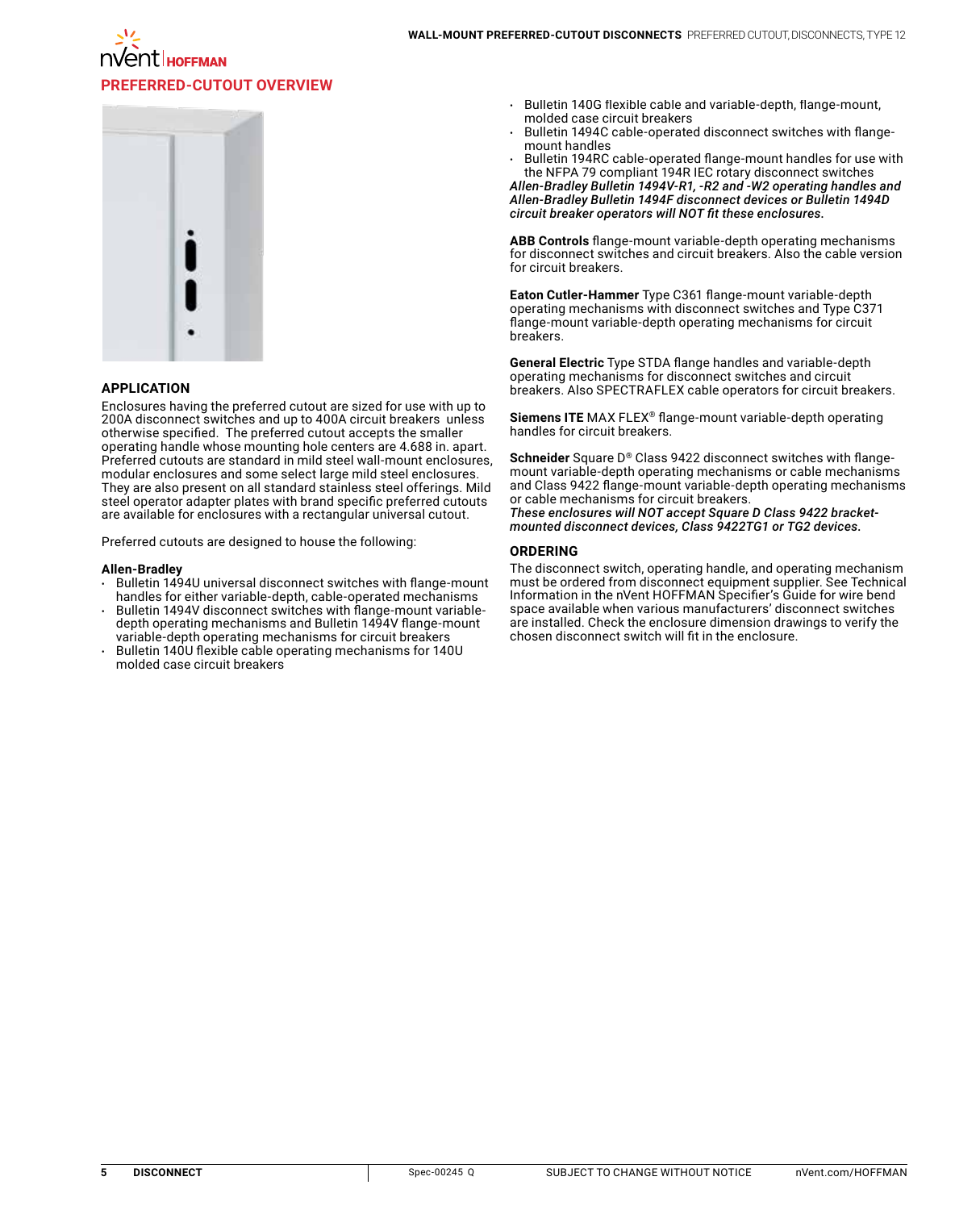## PREFERRED-CUTOUT OVERVIEW

### APPLICATION

Enclosures having the preferred cutout are sized for use with up to 200A disconnect switches and up to 400A circuit breakers unless otherwise specified. The preferred cutout accepts the smaller operating handle whose mounting hole centers are 4.688 in. apart. Preferred cutouts are standard in mild steel wall-mount enclosures, modular enclosures and some select large mild steel enclosures. They are also present on all standard stainless steel offerings. Mild steel operator adapter plates with brand specific preferred cutouts are available for enclosures with a rectangular universal cutout.

Preferred cutouts are designed to house the following:

**Allen-Bradley**

- Bulletin 1494U universal disconnect switches with flange-mount handles for either variable-depth, cable-operated mechanisms
- Bulletin 1494V disconnect switches with flange-mount variable-depth operating mechanisms and Bulletin 1494V flange-mount variable-depth operating mechanisms for circuit breakers
- Bulletin 140U flexible cable operating mechanisms for 140U molded case circuit breakers
- Bulletin 140G flexible cable and variable-depth, flange-mount, molded case circuit breakers
- Bulletin 1494C cable-operated disconnect switches with flange-mount handles
- Bulletin 194RC cable-operated flange-mount handles for use with the NFPA 79 compliant 194R IEC rotary disconnect switches

***Allen-Bradley Bulletin 1494V-R1, -R2 and -W2 operating handles and Allen-Bradley Bulletin 1494F disconnect devices or Bulletin 1494D circuit breaker operators will NOT fit these enclosures.***

**ABB Controls** flange-mount variable-depth operating mechanisms for disconnect switches and circuit breakers. Also the cable version for circuit breakers.

**Eaton Cutler-Hammer** Type C361 flange-mount variable-depth operating mechanisms with disconnect switches and Type C371 flange-mount variable-depth operating mechanisms for circuit breakers.

**General Electric** Type STDA flange handles and variable-depth operating mechanisms for disconnect switches and circuit breakers. Also SPECTRAFLEX cable operators for circuit breakers.

**Siemens ITE** MAX FLEX® flange-mount variable-depth operating handles for circuit breakers.

**Schneider** Square D® Class 9422 disconnect switches with flange-mount variable-depth operating mechanisms or cable mechanisms and Class 9422 flange-mount variable-depth operating mechanisms or cable mechanisms for circuit breakers.

***These enclosures will NOT accept Square D Class 9422 bracket-mounted disconnect devices, Class 9422TG1 or TG2 devices.***

### ORDERING

The disconnect switch, operating handle, and operating mechanism must be ordered from disconnect equipment supplier. See Technical Information in the nVent HOFFMAN Specifier's Guide for wire bend space available when various manufacturers' disconnect switches are installed. Check the enclosure dimension drawings to verify the chosen disconnect switch will fit in the enclosure.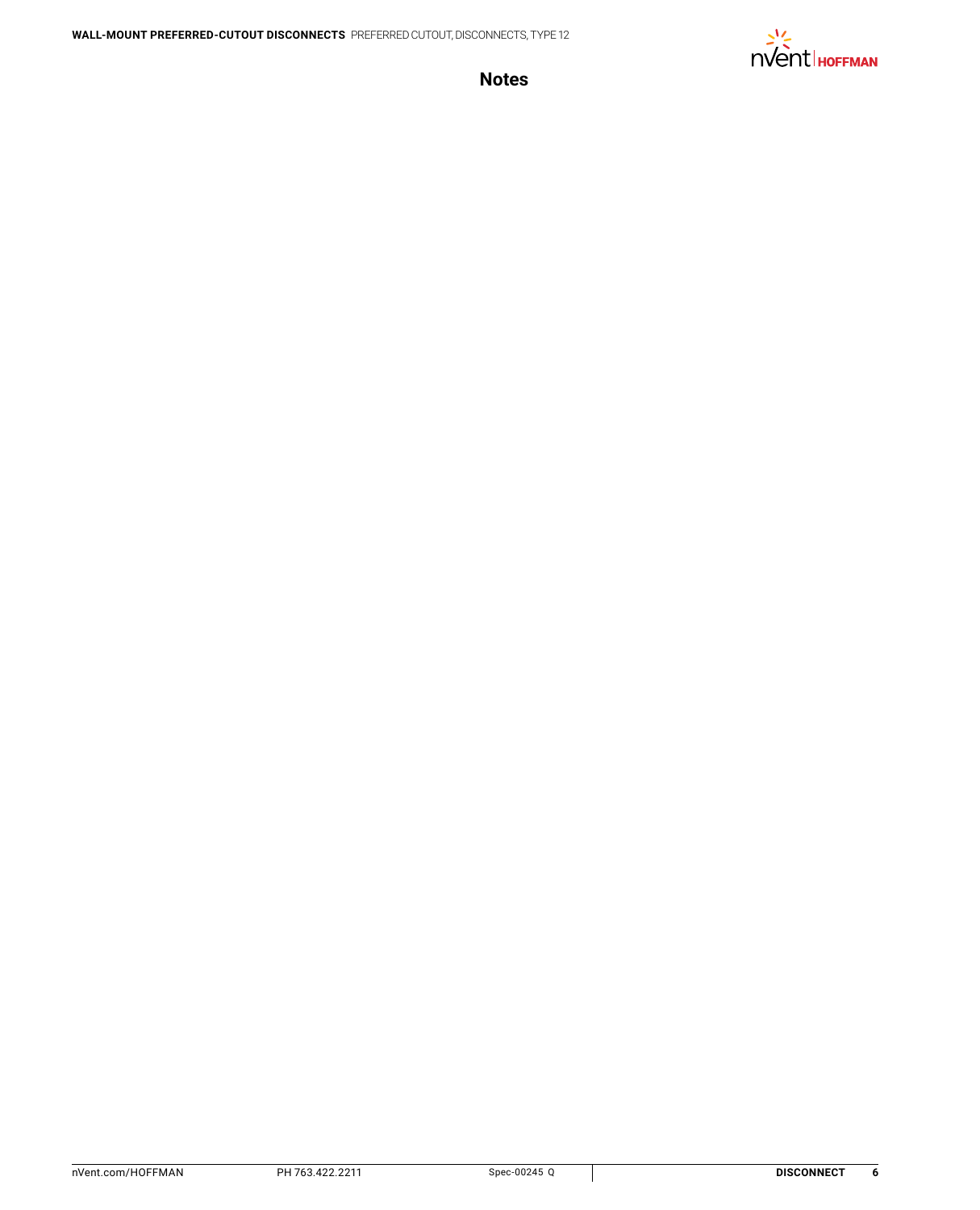## Notes